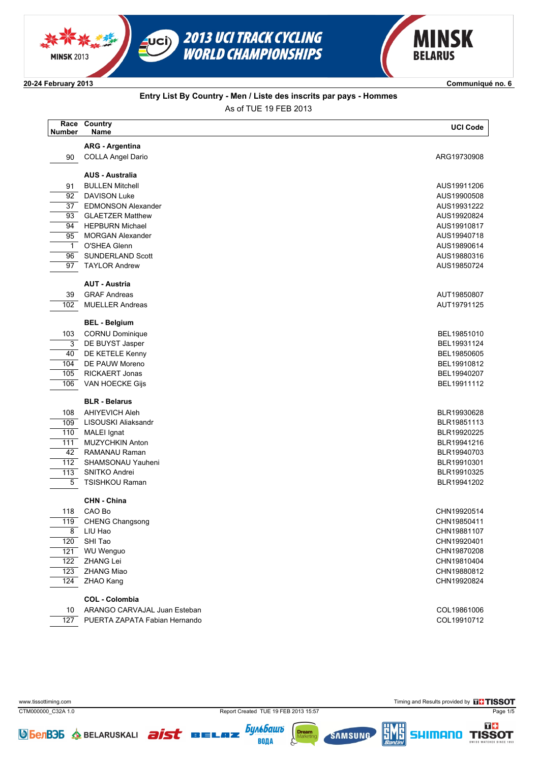# 2013 UCI TRACK CYCLING WORLD CHAMPIONSHIPS

MINSK 2013 — MINSK BELARUS

20-24 February 2013 — Communiqué no. 6

## Entry List By Country - Men / Liste des inscrits par pays - Hommes

As of TUE 19 FEB 2013

| Race Number | Country Name | UCI Code |
|---|---|---|
| | **ARG - Argentina** | |
| 90 | COLLA Angel Dario | ARG19730908 |
| | **AUS - Australia** | |
| 91 | BULLEN Mitchell | AUS19911206 |
| 92 | DAVISON Luke | AUS19900508 |
| 37 | EDMONSON Alexander | AUS19931222 |
| 93 | GLAETZER Matthew | AUS19920824 |
| 94 | HEPBURN Michael | AUS19910817 |
| 95 | MORGAN Alexander | AUS19940718 |
| 1 | O'SHEA Glenn | AUS19890614 |
| 96 | SUNDERLAND Scott | AUS19880316 |
| 97 | TAYLOR Andrew | AUS19850724 |
| | **AUT - Austria** | |
| 39 | GRAF Andreas | AUT19850807 |
| 102 | MUELLER Andreas | AUT19791125 |
| | **BEL - Belgium** | |
| 103 | CORNU Dominique | BEL19851010 |
| 3 | DE BUYST Jasper | BEL19931124 |
| 40 | DE KETELE Kenny | BEL19850605 |
| 104 | DE PAUW Moreno | BEL19910812 |
| 105 | RICKAERT Jonas | BEL19940207 |
| 106 | VAN HOECKE Gijs | BEL19911112 |
| | **BLR - Belarus** | |
| 108 | AHIYEVICH Aleh | BLR19930628 |
| 109 | LISOUSKI Aliaksandr | BLR19851113 |
| 110 | MALEI Ignat | BLR19920225 |
| 111 | MUZYCHKIN Anton | BLR19941216 |
| 42 | RAMANAU Raman | BLR19940703 |
| 112 | SHAMSONAU Yauheni | BLR19910301 |
| 113 | SNITKO Andrei | BLR19910325 |
| 5 | TSISHKOU Raman | BLR19941202 |
| | **CHN - China** | |
| 118 | CAO Bo | CHN19920514 |
| 119 | CHENG Changsong | CHN19850411 |
| 8 | LIU Hao | CHN19881107 |
| 120 | SHI Tao | CHN19920401 |
| 121 | WU Wenguo | CHN19870208 |
| 122 | ZHANG Lei | CHN19810404 |
| 123 | ZHANG Miao | CHN19880812 |
| 124 | ZHAO Kang | CHN19920824 |
| | **COL - Colombia** | |
| 10 | ARANGO CARVAJAL Juan Esteban | COL19861006 |
| 127 | PUERTA ZAPATA Fabian Hernando | COL19910712 |

www.tissottiming.com — Timing and Results provided by TISSOT

CTM000000_C32A 1.0 — Report Created TUE 19 FEB 2013 15:57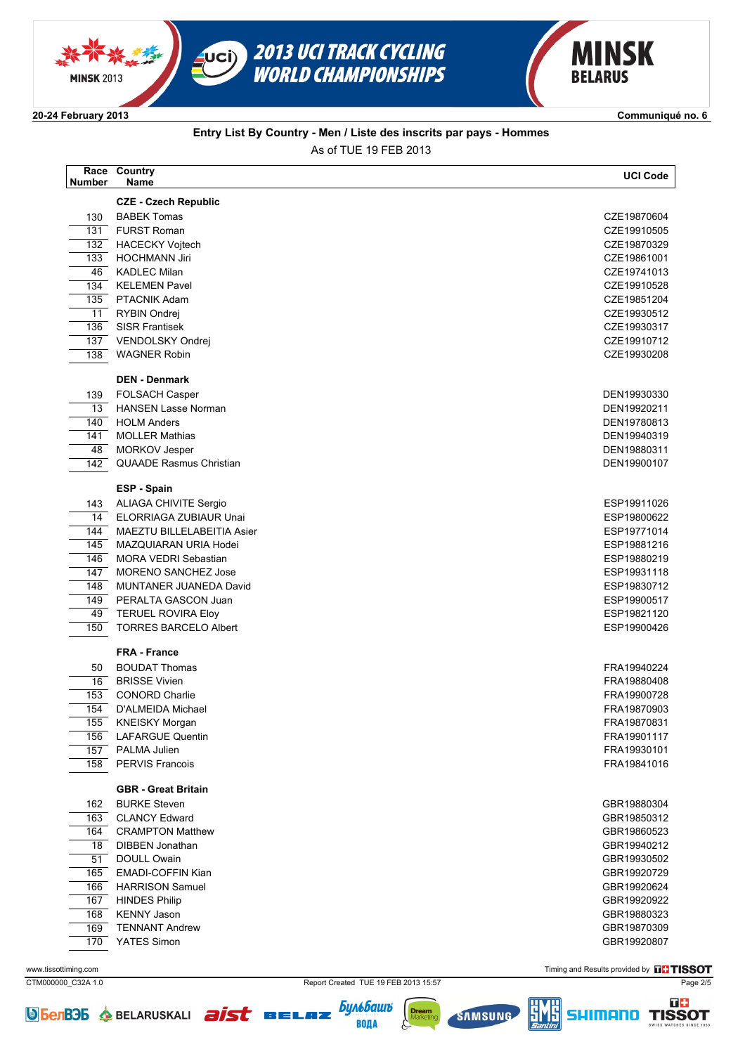20-24 February 2013

Communiqué no. 6

## Entry List By Country - Men / Liste des inscrits par pays - Hommes

As of TUE 19 FEB 2013

| Race Number | Country Name | UCI Code |
|---|---|---|
| | **CZE - Czech Republic** | |
| 130 | BABEK Tomas | CZE19870604 |
| 131 | FURST Roman | CZE19910505 |
| 132 | HACECKY Vojtech | CZE19870329 |
| 133 | HOCHMANN Jiri | CZE19861001 |
| 46 | KADLEC Milan | CZE19741013 |
| 134 | KELEMEN Pavel | CZE19910528 |
| 135 | PTACNIK Adam | CZE19851204 |
| 11 | RYBIN Ondrej | CZE19930512 |
| 136 | SISR Frantisek | CZE19930317 |
| 137 | VENDOLSKY Ondrej | CZE19910712 |
| 138 | WAGNER Robin | CZE19930208 |
| | **DEN - Denmark** | |
| 139 | FOLSACH Casper | DEN19930330 |
| 13 | HANSEN Lasse Norman | DEN19920211 |
| 140 | HOLM Anders | DEN19780813 |
| 141 | MOLLER Mathias | DEN19940319 |
| 48 | MORKOV Jesper | DEN19880311 |
| 142 | QUAADE Rasmus Christian | DEN19900107 |
| | **ESP - Spain** | |
| 143 | ALIAGA CHIVITE Sergio | ESP19911026 |
| 14 | ELORRIAGA ZUBIAUR Unai | ESP19800622 |
| 144 | MAEZTU BILLELABEITIA Asier | ESP19771014 |
| 145 | MAZQUIARAN URIA Hodei | ESP19881216 |
| 146 | MORA VEDRI Sebastian | ESP19880219 |
| 147 | MORENO SANCHEZ Jose | ESP19931118 |
| 148 | MUNTANER JUANEDA David | ESP19830712 |
| 149 | PERALTA GASCON Juan | ESP19900517 |
| 49 | TERUEL ROVIRA Eloy | ESP19821120 |
| 150 | TORRES BARCELO Albert | ESP19900426 |
| | **FRA - France** | |
| 50 | BOUDAT Thomas | FRA19940224 |
| 16 | BRISSE Vivien | FRA19880408 |
| 153 | CONORD Charlie | FRA19900728 |
| 154 | D'ALMEIDA Michael | FRA19870903 |
| 155 | KNEISKY Morgan | FRA19870831 |
| 156 | LAFARGUE Quentin | FRA19901117 |
| 157 | PALMA Julien | FRA19930101 |
| 158 | PERVIS Francois | FRA19841016 |
| | **GBR - Great Britain** | |
| 162 | BURKE Steven | GBR19880304 |
| 163 | CLANCY Edward | GBR19850312 |
| 164 | CRAMPTON Matthew | GBR19860523 |
| 18 | DIBBEN Jonathan | GBR19940212 |
| 51 | DOULL Owain | GBR19930502 |
| 165 | EMADI-COFFIN Kian | GBR19920729 |
| 166 | HARRISON Samuel | GBR19920624 |
| 167 | HINDES Philip | GBR19920922 |
| 168 | KENNY Jason | GBR19880323 |
| 169 | TENNANT Andrew | GBR19870309 |
| 170 | YATES Simon | GBR19920807 |

www.tissottiming.com

Timing and Results provided by TISSOT

CTM000000_C32A 1.0

Report Created TUE 19 FEB 2013 15:57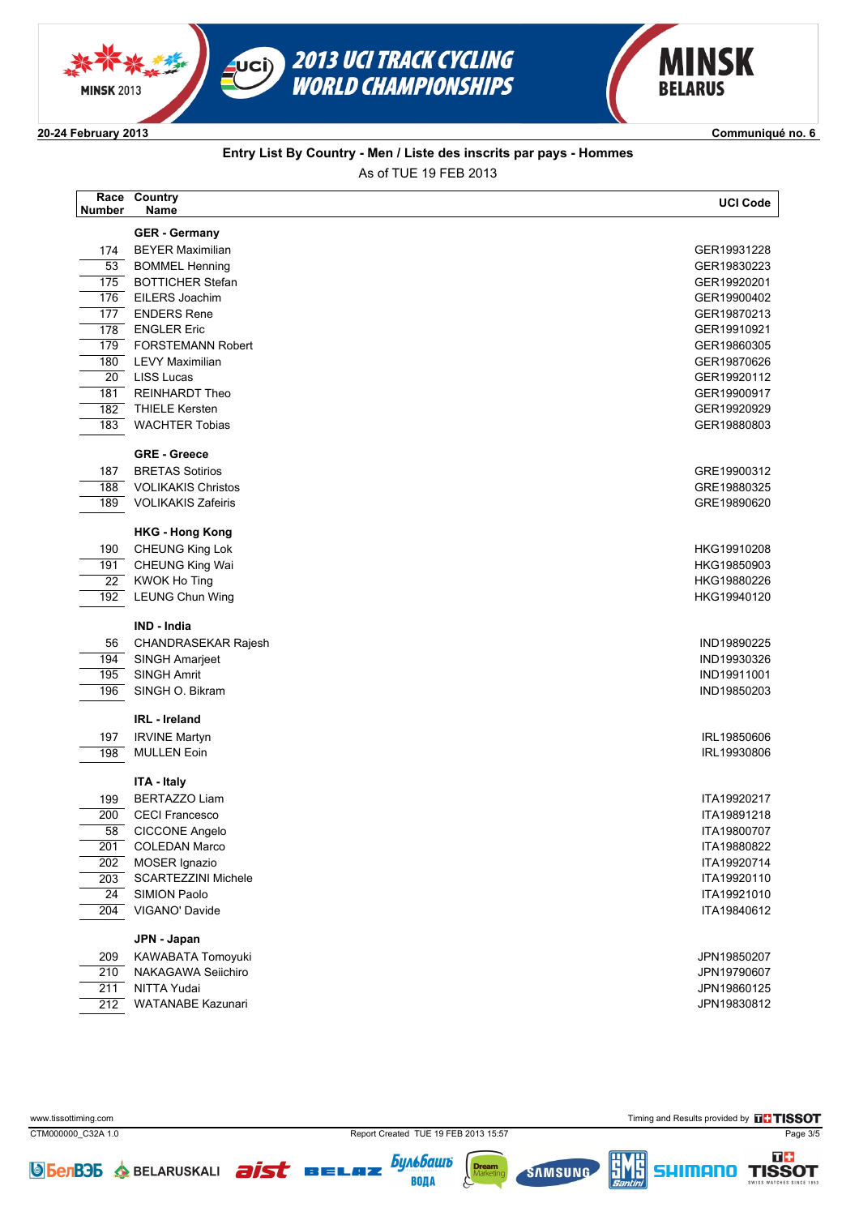**20-24 February 2013**

**Communiqué no. 6**

## Entry List By Country - Men / Liste des inscrits par pays - Hommes

As of TUE 19 FEB 2013

| Race Number | Country Name | UCI Code |
|---|---|---|
| | **GER - Germany** | |
| 174 | BEYER Maximilian | GER19931228 |
| 53 | BOMMEL Henning | GER19830223 |
| 175 | BOTTICHER Stefan | GER19920201 |
| 176 | EILERS Joachim | GER19900402 |
| 177 | ENDERS Rene | GER19870213 |
| 178 | ENGLER Eric | GER19910921 |
| 179 | FORSTEMANN Robert | GER19860305 |
| 180 | LEVY Maximilian | GER19870626 |
| 20 | LISS Lucas | GER19920112 |
| 181 | REINHARDT Theo | GER19900917 |
| 182 | THIELE Kersten | GER19920929 |
| 183 | WACHTER Tobias | GER19880803 |
| | **GRE - Greece** | |
| 187 | BRETAS Sotirios | GRE19900312 |
| 188 | VOLIKAKIS Christos | GRE19880325 |
| 189 | VOLIKAKIS Zafeiris | GRE19890620 |
| | **HKG - Hong Kong** | |
| 190 | CHEUNG King Lok | HKG19910208 |
| 191 | CHEUNG King Wai | HKG19850903 |
| 22 | KWOK Ho Ting | HKG19880226 |
| 192 | LEUNG Chun Wing | HKG19940120 |
| | **IND - India** | |
| 56 | CHANDRASEKAR Rajesh | IND19890225 |
| 194 | SINGH Amarjeet | IND19930326 |
| 195 | SINGH Amrit | IND19911001 |
| 196 | SINGH O. Bikram | IND19850203 |
| | **IRL - Ireland** | |
| 197 | IRVINE Martyn | IRL19850606 |
| 198 | MULLEN Eoin | IRL19930806 |
| | **ITA - Italy** | |
| 199 | BERTAZZO Liam | ITA19920217 |
| 200 | CECI Francesco | ITA19891218 |
| 58 | CICCONE Angelo | ITA19800707 |
| 201 | COLEDAN Marco | ITA19880822 |
| 202 | MOSER Ignazio | ITA19920714 |
| 203 | SCARTEZZINI Michele | ITA19920110 |
| 24 | SIMION Paolo | ITA19921010 |
| 204 | VIGANO' Davide | ITA19840612 |
| | **JPN - Japan** | |
| 209 | KAWABATA Tomoyuki | JPN19850207 |
| 210 | NAKAGAWA Seiichiro | JPN19790607 |
| 211 | NITTA Yudai | JPN19860125 |
| 212 | WATANABE Kazunari | JPN19830812 |

www.tissottiming.com

Timing and Results provided by TISSOT

CTM000000_C32A 1.0

Report Created TUE 19 FEB 2013 15:57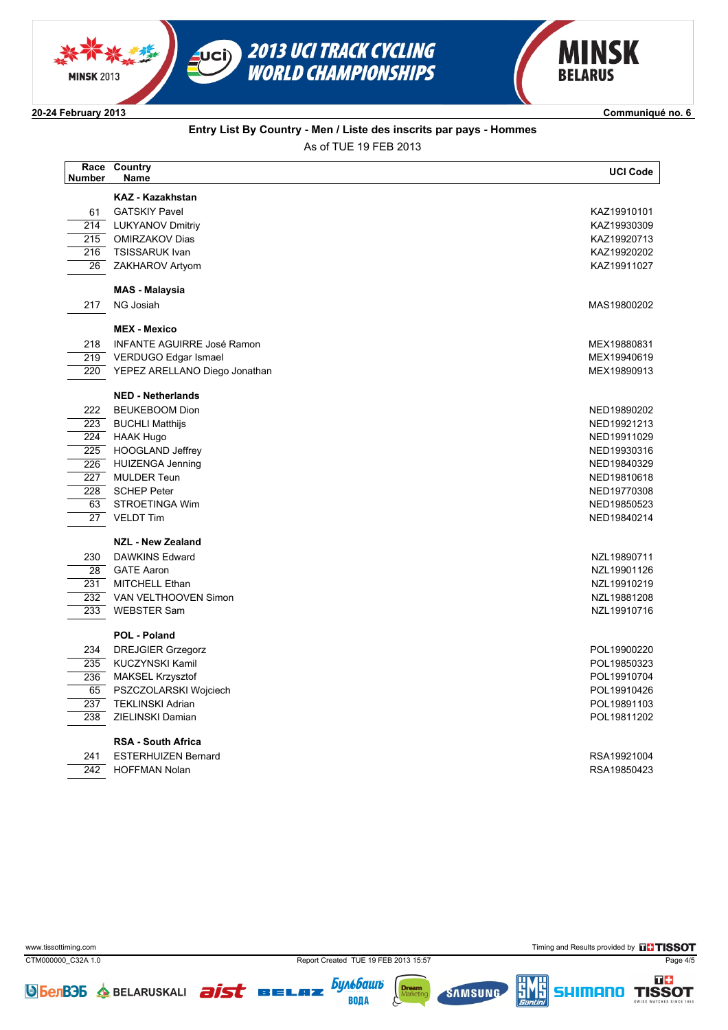20-24 February 2013

Communiqué no. 6

## Entry List By Country - Men / Liste des inscrits par pays - Hommes

As of TUE 19 FEB 2013

| Race Number | Country Name | UCI Code |
|---|---|---|
| | **KAZ - Kazakhstan** | |
| 61 | GATSKIY Pavel | KAZ19910101 |
| 214 | LUKYANOV Dmitriy | KAZ19930309 |
| 215 | OMIRZAKOV Dias | KAZ19920713 |
| 216 | TSISSARUK Ivan | KAZ19920202 |
| 26 | ZAKHAROV Artyom | KAZ19911027 |
| | **MAS - Malaysia** | |
| 217 | NG Josiah | MAS19800202 |
| | **MEX - Mexico** | |
| 218 | INFANTE AGUIRRE José Ramon | MEX19880831 |
| 219 | VERDUGO Edgar Ismael | MEX19940619 |
| 220 | YEPEZ ARELLANO Diego Jonathan | MEX19890913 |
| | **NED - Netherlands** | |
| 222 | BEUKEBOOM Dion | NED19890202 |
| 223 | BUCHLI Matthijs | NED19921213 |
| 224 | HAAK Hugo | NED19911029 |
| 225 | HOOGLAND Jeffrey | NED19930316 |
| 226 | HUIZENGA Jenning | NED19840329 |
| 227 | MULDER Teun | NED19810618 |
| 228 | SCHEP Peter | NED19770308 |
| 63 | STROETINGA Wim | NED19850523 |
| 27 | VELDT Tim | NED19840214 |
| | **NZL - New Zealand** | |
| 230 | DAWKINS Edward | NZL19890711 |
| 28 | GATE Aaron | NZL19901126 |
| 231 | MITCHELL Ethan | NZL19910219 |
| 232 | VAN VELTHOOVEN Simon | NZL19881208 |
| 233 | WEBSTER Sam | NZL19910716 |
| | **POL - Poland** | |
| 234 | DREJGIER Grzegorz | POL19900220 |
| 235 | KUCZYNSKI Kamil | POL19850323 |
| 236 | MAKSEL Krzysztof | POL19910704 |
| 65 | PSZCZOLARSKI Wojciech | POL19910426 |
| 237 | TEKLINSKI Adrian | POL19891103 |
| 238 | ZIELINSKI Damian | POL19811202 |
| | **RSA - South Africa** | |
| 241 | ESTERHUIZEN Bernard | RSA19921004 |
| 242 | HOFFMAN Nolan | RSA19850423 |

www.tissottiming.com

Timing and Results provided by TISSOT

CTM000000_C32A 1.0

Report Created TUE 19 FEB 2013 15:57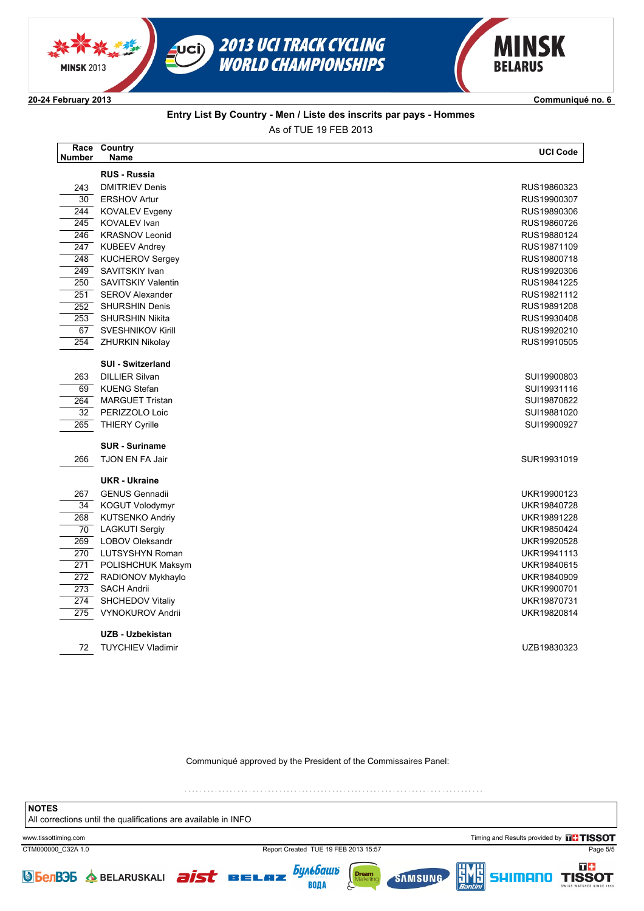**20-24 February 2013** | **Communiqué no. 6**

## Entry List By Country - Men / Liste des inscrits par pays - Hommes

As of TUE 19 FEB 2013

| Race Number | Country Name | UCI Code |
|---|---|---|
| | **RUS - Russia** | |
| 243 | DMITRIEV Denis | RUS19860323 |
| 30 | ERSHOV Artur | RUS19900307 |
| 244 | KOVALEV Evgeny | RUS19890306 |
| 245 | KOVALEV Ivan | RUS19860726 |
| 246 | KRASNOV Leonid | RUS19880124 |
| 247 | KUBEEV Andrey | RUS19871109 |
| 248 | KUCHEROV Sergey | RUS19800718 |
| 249 | SAVITSKIY Ivan | RUS19920306 |
| 250 | SAVITSKIY Valentin | RUS19841225 |
| 251 | SEROV Alexander | RUS19821112 |
| 252 | SHURSHIN Denis | RUS19891208 |
| 253 | SHURSHIN Nikita | RUS19930408 |
| 67 | SVESHNIKOV Kirill | RUS19920210 |
| 254 | ZHURKIN Nikolay | RUS19910505 |
| | **SUI - Switzerland** | |
| 263 | DILLIER Silvan | SUI19900803 |
| 69 | KUENG Stefan | SUI19931116 |
| 264 | MARGUET Tristan | SUI19870822 |
| 32 | PERIZZOLO Loic | SUI19881020 |
| 265 | THIERY Cyrille | SUI19900927 |
| | **SUR - Suriname** | |
| 266 | TJON EN FA Jair | SUR19931019 |
| | **UKR - Ukraine** | |
| 267 | GENUS Gennadii | UKR19900123 |
| 34 | KOGUT Volodymyr | UKR19840728 |
| 268 | KUTSENKO Andriy | UKR19891228 |
| 70 | LAGKUTI Sergiy | UKR19850424 |
| 269 | LOBOV Oleksandr | UKR19920528 |
| 270 | LUTSYSHYN Roman | UKR19941113 |
| 271 | POLISHCHUK Maksym | UKR19840615 |
| 272 | RADIONOV Mykhaylo | UKR19840909 |
| 273 | SACH Andrii | UKR19900701 |
| 274 | SHCHEDOV Vitaliy | UKR19870731 |
| 275 | VYNOKUROV Andrii | UKR19820814 |
| | **UZB - Uzbekistan** | |
| 72 | TUYCHIEV Vladimir | UZB19830323 |

Communiqué approved by the President of the Commissaires Panel:

..............................................................................

**NOTES**
All corrections until the qualifications are available in INFO

CTM000000_C32A 1.0 — Report Created TUE 19 FEB 2013 15:57